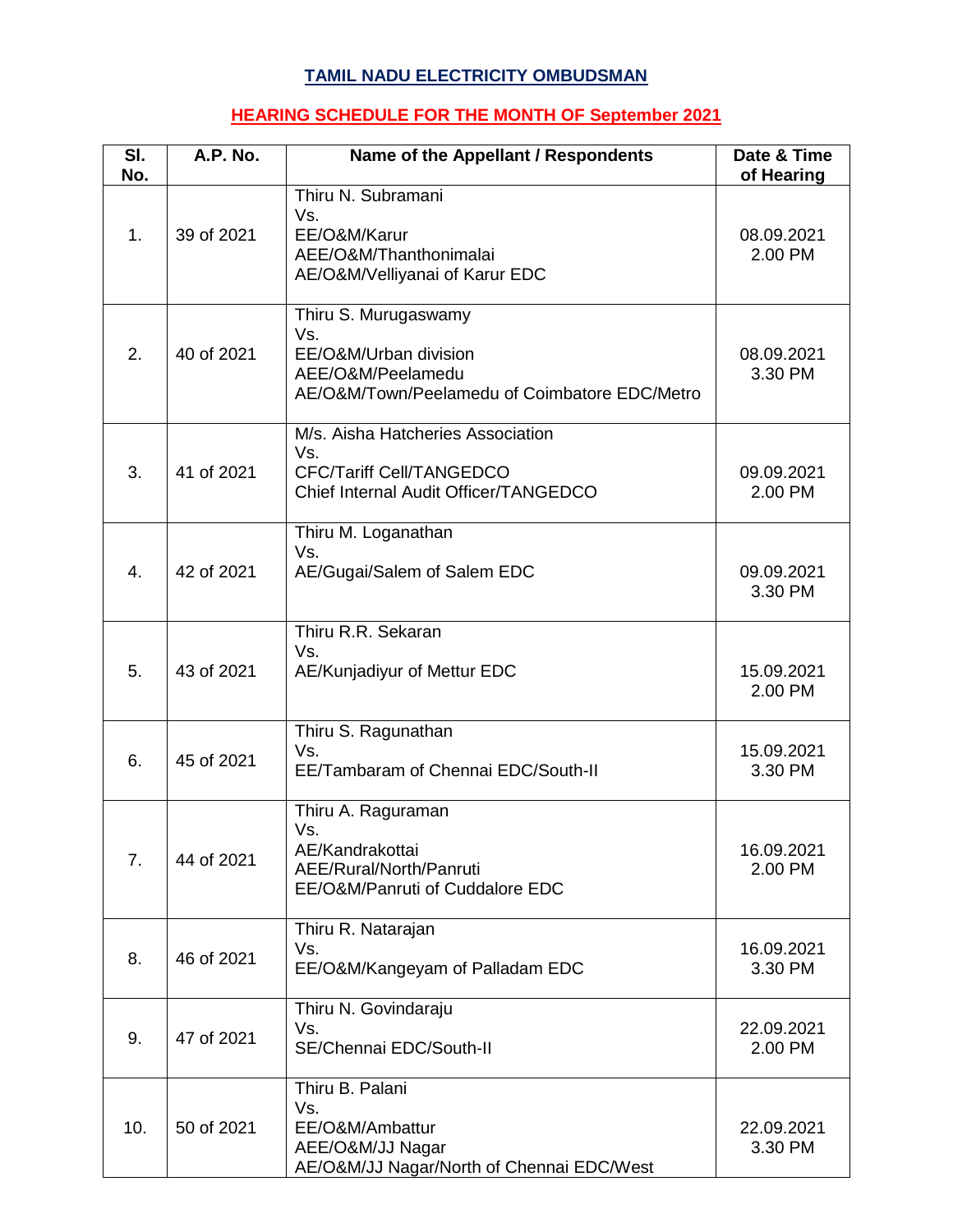# TAMIL NADU ELECTRICITY OMBUDSMAN

## HEARING SCHEDULE FOR THE MONTH OF September 2021

| Sl. No. | A.P. No. | Name of the Appellant / Respondents | Date & Time of Hearing |
|---|---|---|---|
| 1. | 39 of 2021 | Thiru N. Subramani<br>Vs.<br>EE/O&M/Karur<br>AEE/O&M/Thanthonimalai<br>AE/O&M/Velliyanai of Karur EDC | 08.09.2021<br>2.00 PM |
| 2. | 40 of 2021 | Thiru S. Murugaswamy<br>Vs.<br>EE/O&M/Urban division<br>AEE/O&M/Peelamedu<br>AE/O&M/Town/Peelamedu of Coimbatore EDC/Metro | 08.09.2021<br>3.30 PM |
| 3. | 41 of 2021 | M/s. Aisha Hatcheries Association<br>Vs.<br>CFC/Tariff Cell/TANGEDCO<br>Chief Internal Audit Officer/TANGEDCO | 09.09.2021<br>2.00 PM |
| 4. | 42 of 2021 | Thiru M. Loganathan<br>Vs.<br>AE/Gugai/Salem of Salem EDC | 09.09.2021<br>3.30 PM |
| 5. | 43 of 2021 | Thiru R.R. Sekaran<br>Vs.<br>AE/Kunjadiyur of Mettur EDC | 15.09.2021<br>2.00 PM |
| 6. | 45 of 2021 | Thiru S. Ragunathan<br>Vs.<br>EE/Tambaram of Chennai EDC/South-II | 15.09.2021<br>3.30 PM |
| 7. | 44 of 2021 | Thiru A. Raguraman<br>Vs.<br>AE/Kandrakottai<br>AEE/Rural/North/Panruti<br>EE/O&M/Panruti of Cuddalore EDC | 16.09.2021<br>2.00 PM |
| 8. | 46 of 2021 | Thiru R. Natarajan<br>Vs.<br>EE/O&M/Kangeyam of Palladam EDC | 16.09.2021<br>3.30 PM |
| 9. | 47 of 2021 | Thiru N. Govindaraju<br>Vs.<br>SE/Chennai EDC/South-II | 22.09.2021<br>2.00 PM |
| 10. | 50 of 2021 | Thiru B. Palani<br>Vs.<br>EE/O&M/Ambattur<br>AEE/O&M/JJ Nagar<br>AE/O&M/JJ Nagar/North of Chennai EDC/West | 22.09.2021<br>3.30 PM |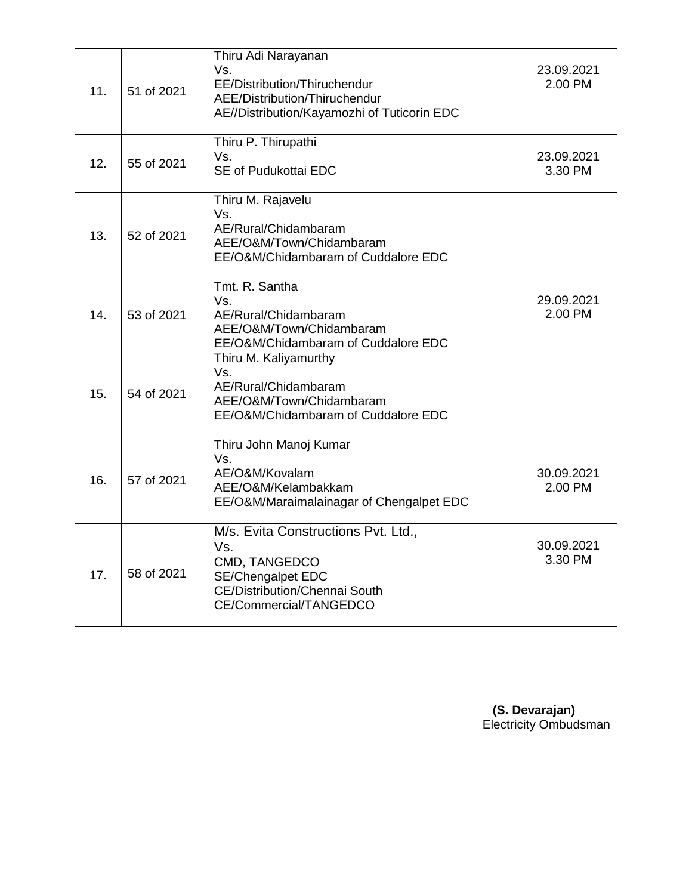| | | | |
|---|---|---|---|
| 11. | 51 of 2021 | Thiru Adi Narayanan<br>Vs.<br>EE/Distribution/Thiruchendur<br>AEE/Distribution/Thiruchendur<br>AE//Distribution/Kayamozhi of Tuticorin EDC | 23.09.2021<br>2.00 PM |
| 12. | 55 of 2021 | Thiru P. Thirupathi<br>Vs.<br>SE of Pudukottai EDC | 23.09.2021<br>3.30 PM |
| 13. | 52 of 2021 | Thiru M. Rajavelu<br>Vs.<br>AE/Rural/Chidambaram<br>AEE/O&M/Town/Chidambaram<br>EE/O&M/Chidambaram of Cuddalore EDC | 29.09.2021<br>2.00 PM |
| 14. | 53 of 2021 | Tmt. R. Santha<br>Vs.<br>AE/Rural/Chidambaram<br>AEE/O&M/Town/Chidambaram<br>EE/O&M/Chidambaram of Cuddalore EDC | |
| 15. | 54 of 2021 | Thiru M. Kaliyamurthy<br>Vs.<br>AE/Rural/Chidambaram<br>AEE/O&M/Town/Chidambaram<br>EE/O&M/Chidambaram of Cuddalore EDC | |
| 16. | 57 of 2021 | Thiru John Manoj Kumar<br>Vs.<br>AE/O&M/Kovalam<br>AEE/O&M/Kelambakkam<br>EE/O&M/Maraimalainagar of Chengalpet EDC | 30.09.2021<br>2.00 PM |
| 17. | 58 of 2021 | M/s. Evita Constructions Pvt. Ltd.,<br>Vs.<br>CMD, TANGEDCO<br>SE/Chengalpet EDC<br>CE/Distribution/Chennai South<br>CE/Commercial/TANGEDCO | 30.09.2021<br>3.30 PM |

**(S. Devarajan)**
Electricity Ombudsman